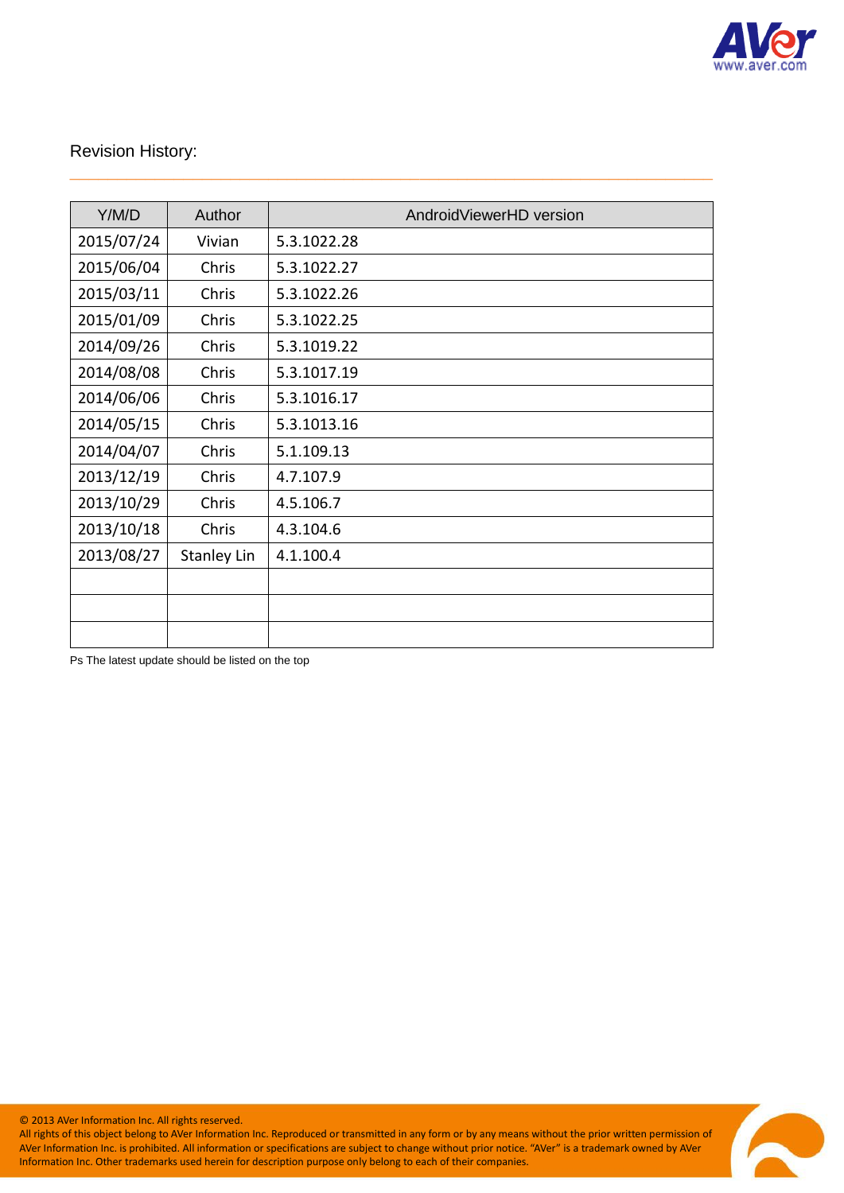Revision History:

| Y/M/D | Author | AndroidViewerHD version |
|---|---|---|
| 2015/07/24 | Vivian | 5.3.1022.28 |
| 2015/06/04 | Chris | 5.3.1022.27 |
| 2015/03/11 | Chris | 5.3.1022.26 |
| 2015/01/09 | Chris | 5.3.1022.25 |
| 2014/09/26 | Chris | 5.3.1019.22 |
| 2014/08/08 | Chris | 5.3.1017.19 |
| 2014/06/06 | Chris | 5.3.1016.17 |
| 2014/05/15 | Chris | 5.3.1013.16 |
| 2014/04/07 | Chris | 5.1.109.13 |
| 2013/12/19 | Chris | 4.7.107.9 |
| 2013/10/29 | Chris | 4.5.106.7 |
| 2013/10/18 | Chris | 4.3.104.6 |
| 2013/08/27 | Stanley Lin | 4.1.100.4 |
| | | |
| | | |
| | | |

Ps The latest update should be listed on the top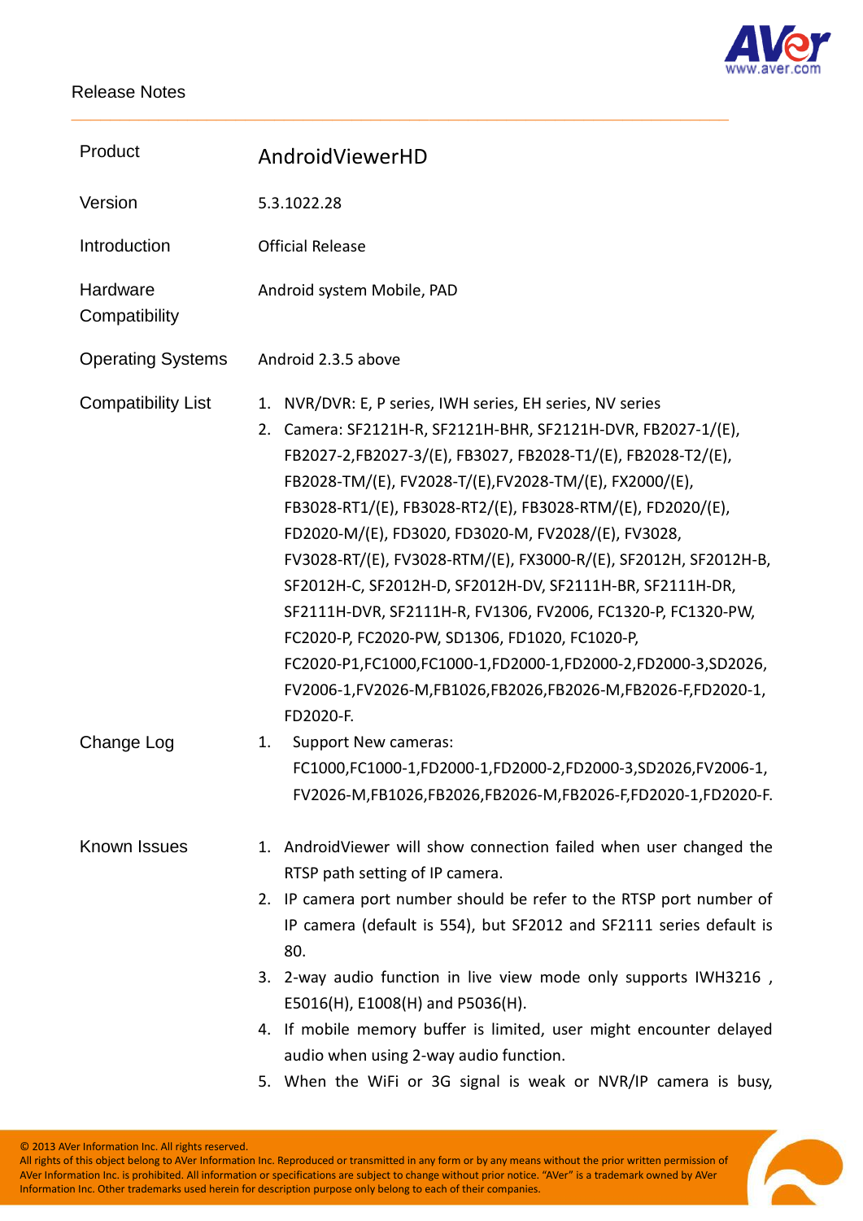| Product | AndroidViewerHD |
|---|---|
| Version | 5.3.1022.28 |
| Introduction | Official Release |
| Hardware Compatibility | Android system Mobile, PAD |
| Operating Systems | Android 2.3.5 above |
| Compatibility List | 1. NVR/DVR: E, P series, IWH series, EH series, NV series<br>2. Camera: SF2121H-R, SF2121H-BHR, SF2121H-DVR, FB2027-1/(E), FB2027-2,FB2027-3/(E), FB3027, FB2028-T1/(E), FB2028-T2/(E), FB2028-TM/(E), FV2028-T/(E),FV2028-TM/(E), FX2000/(E), FB3028-RT1/(E), FB3028-RT2/(E), FB3028-RTM/(E), FD2020/(E), FD2020-M/(E), FD3020, FD3020-M, FV2028/(E), FV3028, FV3028-RT/(E), FV3028-RTM/(E), FX3000-R/(E), SF2012H, SF2012H-B, SF2012H-C, SF2012H-D, SF2012H-DV, SF2111H-BR, SF2111H-DR, SF2111H-DVR, SF2111H-R, FV1306, FV2006, FC1320-P, FC1320-PW, FC2020-P, FC2020-PW, SD1306, FD1020, FC1020-P, FC2020-P1,FC1000,FC1000-1,FD2000-1,FD2000-2,FD2000-3,SD2026, FV2006-1,FV2026-M,FB1026,FB2026,FB2026-M,FB2026-F,FD2020-1, FD2020-F. |
| Change Log | 1. Support New cameras: FC1000,FC1000-1,FD2000-1,FD2000-2,FD2000-3,SD2026,FV2006-1, FV2026-M,FB1026,FB2026,FB2026-M,FB2026-F,FD2020-1,FD2020-F. |
| Known Issues | 1. AndroidViewer will show connection failed when user changed the RTSP path setting of IP camera.<br>2. IP camera port number should be refer to the RTSP port number of IP camera (default is 554), but SF2012 and SF2111 series default is 80.<br>3. 2-way audio function in live view mode only supports IWH3216 , E5016(H), E1008(H) and P5036(H).<br>4. If mobile memory buffer is limited, user might encounter delayed audio when using 2-way audio function.<br>5. When the WiFi or 3G signal is weak or NVR/IP camera is busy, |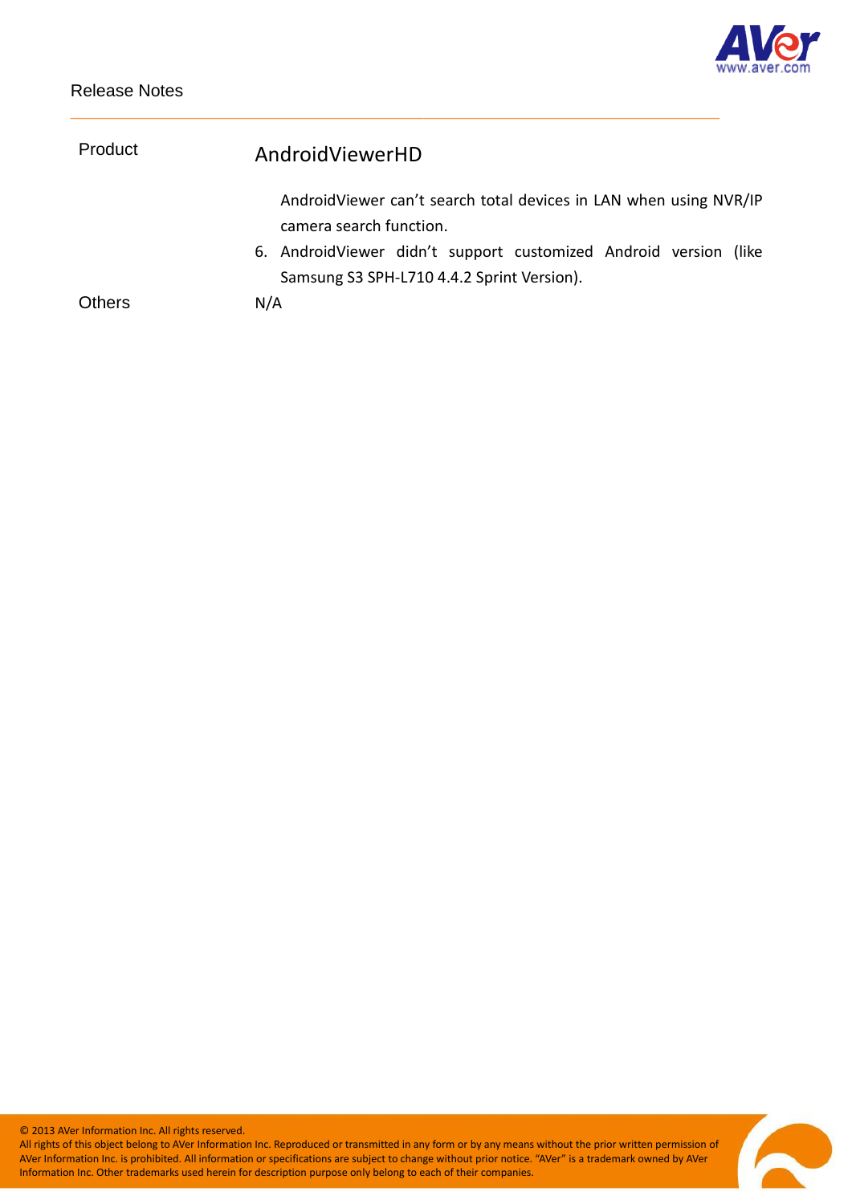| | |
|---|---|
| Product | AndroidViewerHD |
| | AndroidViewer can't search total devices in LAN when using NVR/IP camera search function.<br>6. AndroidViewer didn't support customized Android version (like Samsung S3 SPH-L710 4.4.2 Sprint Version). |
| Others | N/A |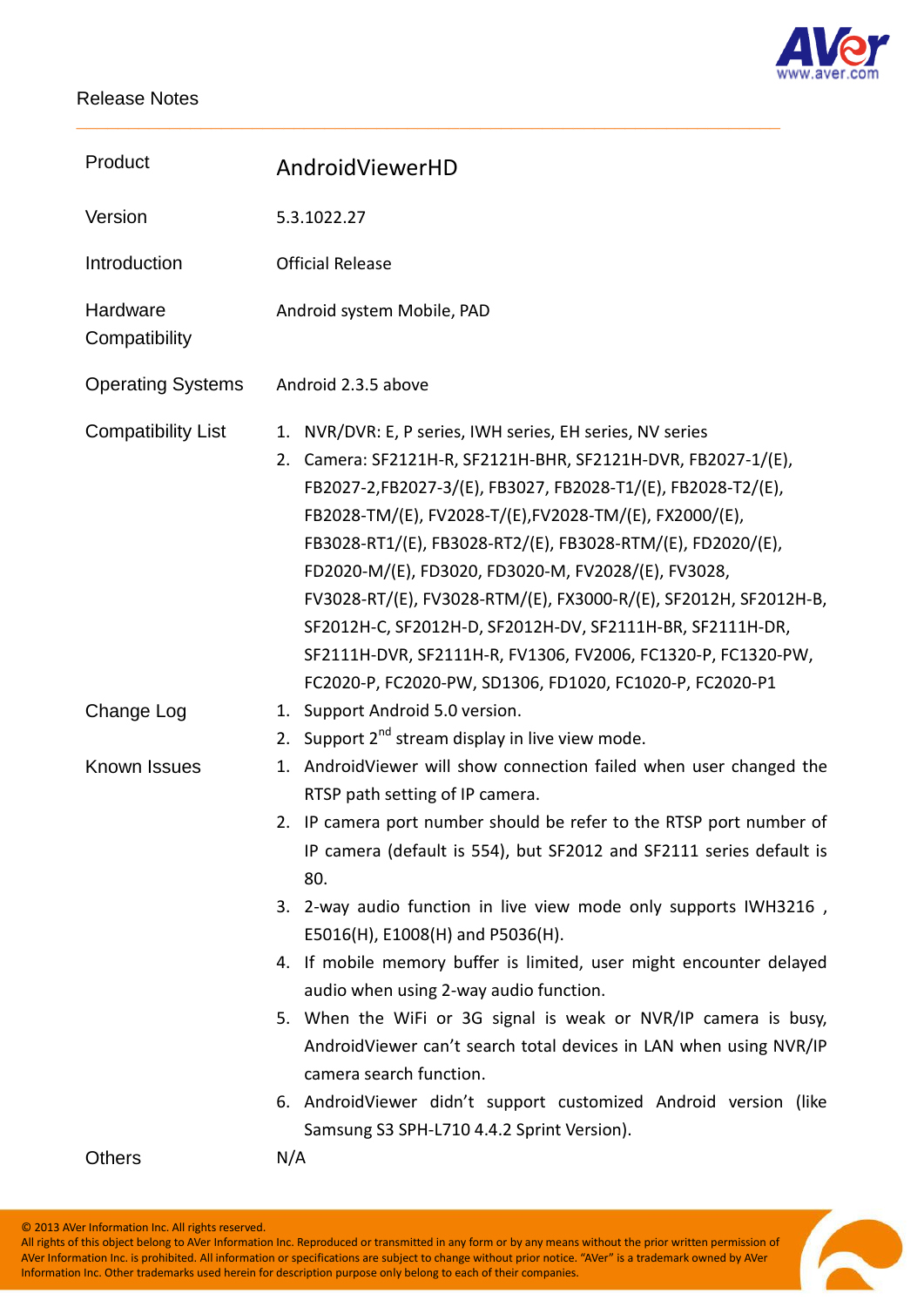Release Notes

| Product | AndroidViewerHD |
| --- | --- |
| Version | 5.3.1022.27 |
| Introduction | Official Release |
| Hardware Compatibility | Android system Mobile, PAD |
| Operating Systems | Android 2.3.5 above |
| Compatibility List | 1. NVR/DVR: E, P series, IWH series, EH series, NV series<br>2. Camera: SF2121H-R, SF2121H-BHR, SF2121H-DVR, FB2027-1/(E), FB2027-2,FB2027-3/(E), FB3027, FB2028-T1/(E), FB2028-T2/(E), FB2028-TM/(E), FV2028-T/(E),FV2028-TM/(E), FX2000/(E), FB3028-RT1/(E), FB3028-RT2/(E), FB3028-RTM/(E), FD2020/(E), FD2020-M/(E), FD3020, FD3020-M, FV2028/(E), FV3028, FV3028-RT/(E), FV3028-RTM/(E), FX3000-R/(E), SF2012H, SF2012H-B, SF2012H-C, SF2012H-D, SF2012H-DV, SF2111H-BR, SF2111H-DR, SF2111H-DVR, SF2111H-R, FV1306, FV2006, FC1320-P, FC1320-PW, FC2020-P, FC2020-PW, SD1306, FD1020, FC1020-P, FC2020-P1 |
| Change Log | 1. Support Android 5.0 version.<br>2. Support 2nd stream display in live view mode. |
| Known Issues | 1. AndroidViewer will show connection failed when user changed the RTSP path setting of IP camera.<br>2. IP camera port number should be refer to the RTSP port number of IP camera (default is 554), but SF2012 and SF2111 series default is 80.<br>3. 2-way audio function in live view mode only supports IWH3216 , E5016(H), E1008(H) and P5036(H).<br>4. If mobile memory buffer is limited, user might encounter delayed audio when using 2-way audio function.<br>5. When the WiFi or 3G signal is weak or NVR/IP camera is busy, AndroidViewer can't search total devices in LAN when using NVR/IP camera search function.<br>6. AndroidViewer didn't support customized Android version (like Samsung S3 SPH-L710 4.4.2 Sprint Version). |
| Others | N/A |

© 2013 AVer Information Inc. All rights reserved.
All rights of this object belong to AVer Information Inc. Reproduced or transmitted in any form or by any means without the prior written permission of AVer Information Inc. is prohibited. All information or specifications are subject to change without prior notice. "AVer" is a trademark owned by AVer Information Inc. Other trademarks used herein for description purpose only belong to each of their companies.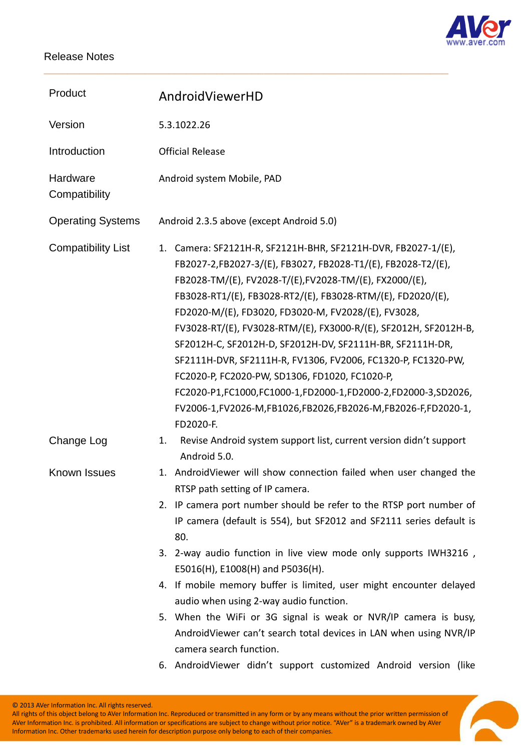Release Notes

| | |
|---|---|
| Product | AndroidViewerHD |
| Version | 5.3.1022.26 |
| Introduction | Official Release |
| Hardware Compatibility | Android system Mobile, PAD |
| Operating Systems | Android 2.3.5 above (except Android 5.0) |
| Compatibility List | 1. Camera: SF2121H-R, SF2121H-BHR, SF2121H-DVR, FB2027-1/(E), FB2027-2,FB2027-3/(E), FB3027, FB2028-T1/(E), FB2028-T2/(E), FB2028-TM/(E), FV2028-T/(E),FV2028-TM/(E), FX2000/(E), FB3028-RT1/(E), FB3028-RT2/(E), FB3028-RTM/(E), FD2020/(E), FD2020-M/(E), FD3020, FD3020-M, FV2028/(E), FV3028, FV3028-RT/(E), FV3028-RTM/(E), FX3000-R/(E), SF2012H, SF2012H-B, SF2012H-C, SF2012H-D, SF2012H-DV, SF2111H-BR, SF2111H-DR, SF2111H-DVR, SF2111H-R, FV1306, FV2006, FC1320-P, FC1320-PW, FC2020-P, FC2020-PW, SD1306, FD1020, FC1020-P, FC2020-P1,FC1000,FC1000-1,FD2000-1,FD2000-2,FD2000-3,SD2026, FV2006-1,FV2026-M,FB1026,FB2026,FB2026-M,FB2026-F,FD2020-1, FD2020-F. |
| Change Log | 1. Revise Android system support list, current version didn't support Android 5.0. |
| Known Issues | 1. AndroidViewer will show connection failed when user changed the RTSP path setting of IP camera.<br>2. IP camera port number should be refer to the RTSP port number of IP camera (default is 554), but SF2012 and SF2111 series default is 80.<br>3. 2-way audio function in live view mode only supports IWH3216 , E5016(H), E1008(H) and P5036(H).<br>4. If mobile memory buffer is limited, user might encounter delayed audio when using 2-way audio function.<br>5. When the WiFi or 3G signal is weak or NVR/IP camera is busy, AndroidViewer can't search total devices in LAN when using NVR/IP camera search function.<br>6. AndroidViewer didn't support customized Android version (like |

© 2013 AVer Information Inc. All rights reserved.
All rights of this object belong to AVer Information Inc. Reproduced or transmitted in any form or by any means without the prior written permission of AVer Information Inc. is prohibited. All information or specifications are subject to change without prior notice. "AVer" is a trademark owned by AVer Information Inc. Other trademarks used herein for description purpose only belong to each of their companies.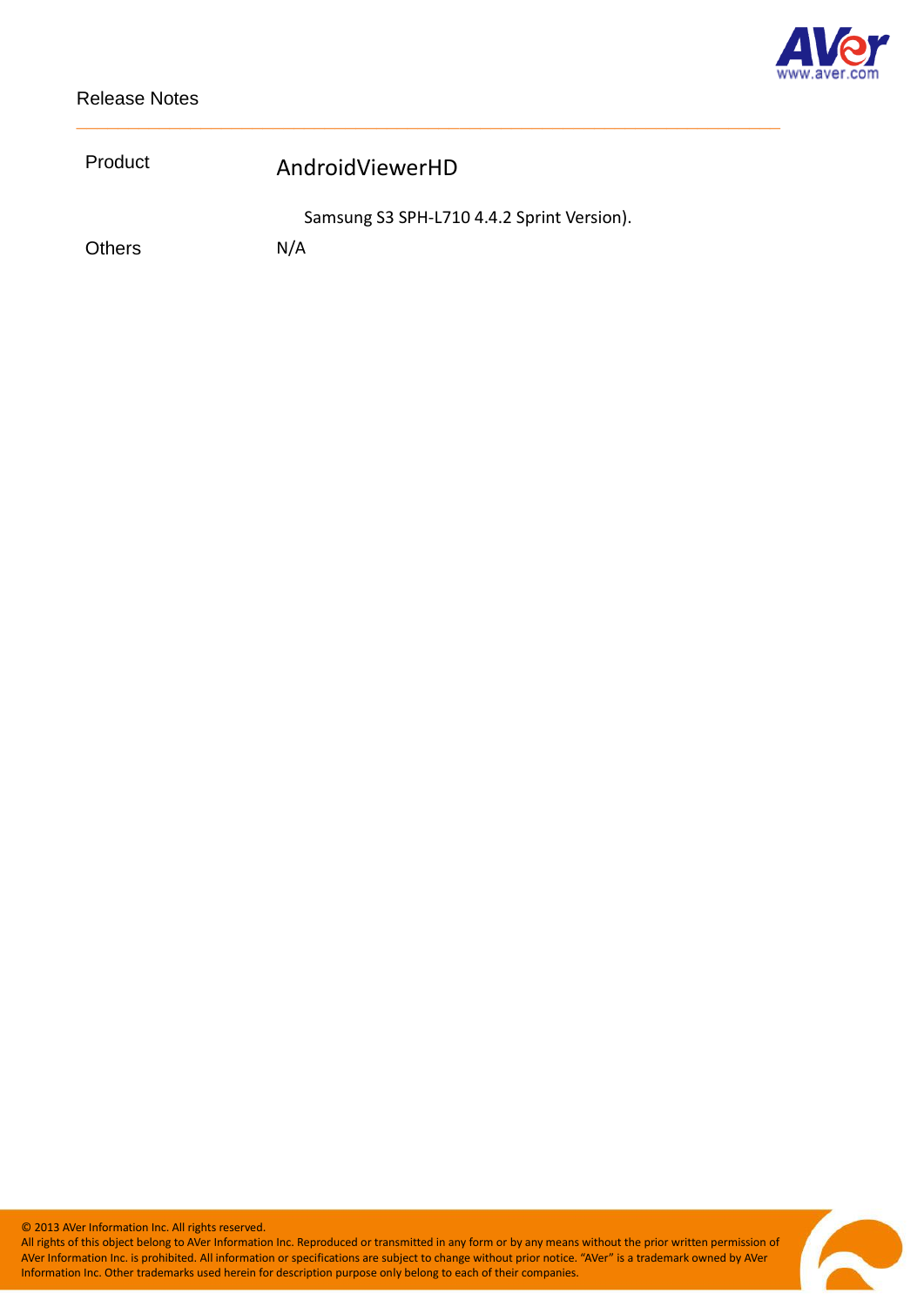| | |
|---|---|
| Product | AndroidViewerHD |
| | Samsung S3 SPH-L710 4.4.2 Sprint Version). |
| Others | N/A |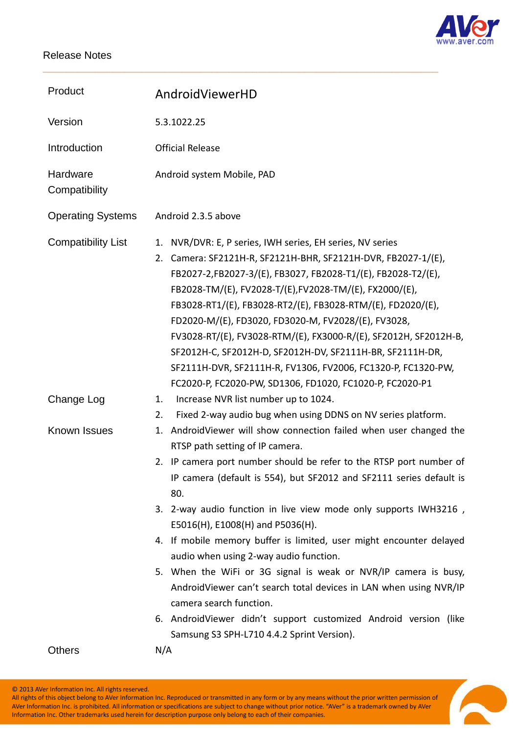Release Notes

| Product | AndroidViewerHD |
|---|---|
| Version | 5.3.1022.25 |
| Introduction | Official Release |
| Hardware Compatibility | Android system Mobile, PAD |
| Operating Systems | Android 2.3.5 above |
| Compatibility List | 1. NVR/DVR: E, P series, IWH series, EH series, NV series<br>2. Camera: SF2121H-R, SF2121H-BHR, SF2121H-DVR, FB2027-1/(E), FB2027-2,FB2027-3/(E), FB3027, FB2028-T1/(E), FB2028-T2/(E), FB2028-TM/(E), FV2028-T/(E),FV2028-TM/(E), FX2000/(E), FB3028-RT1/(E), FB3028-RT2/(E), FB3028-RTM/(E), FD2020/(E), FD2020-M/(E), FD3020, FD3020-M, FV2028/(E), FV3028, FV3028-RT/(E), FV3028-RTM/(E), FX3000-R/(E), SF2012H, SF2012H-B, SF2012H-C, SF2012H-D, SF2012H-DV, SF2111H-BR, SF2111H-DR, SF2111H-DVR, SF2111H-R, FV1306, FV2006, FC1320-P, FC1320-PW, FC2020-P, FC2020-PW, SD1306, FD1020, FC1020-P, FC2020-P1 |
| Change Log | 1. Increase NVR list number up to 1024.<br>2. Fixed 2-way audio bug when using DDNS on NV series platform. |
| Known Issues | 1. AndroidViewer will show connection failed when user changed the RTSP path setting of IP camera.<br>2. IP camera port number should be refer to the RTSP port number of IP camera (default is 554), but SF2012 and SF2111 series default is 80.<br>3. 2-way audio function in live view mode only supports IWH3216 , E5016(H), E1008(H) and P5036(H).<br>4. If mobile memory buffer is limited, user might encounter delayed audio when using 2-way audio function.<br>5. When the WiFi or 3G signal is weak or NVR/IP camera is busy, AndroidViewer can't search total devices in LAN when using NVR/IP camera search function.<br>6. AndroidViewer didn't support customized Android version (like Samsung S3 SPH-L710 4.4.2 Sprint Version). |
| Others | N/A |

© 2013 AVer Information Inc. All rights reserved.
All rights of this object belong to AVer Information Inc. Reproduced or transmitted in any form or by any means without the prior written permission of AVer Information Inc. is prohibited. All information or specifications are subject to change without prior notice. "AVer" is a trademark owned by AVer Information Inc. Other trademarks used herein for description purpose only belong to each of their companies.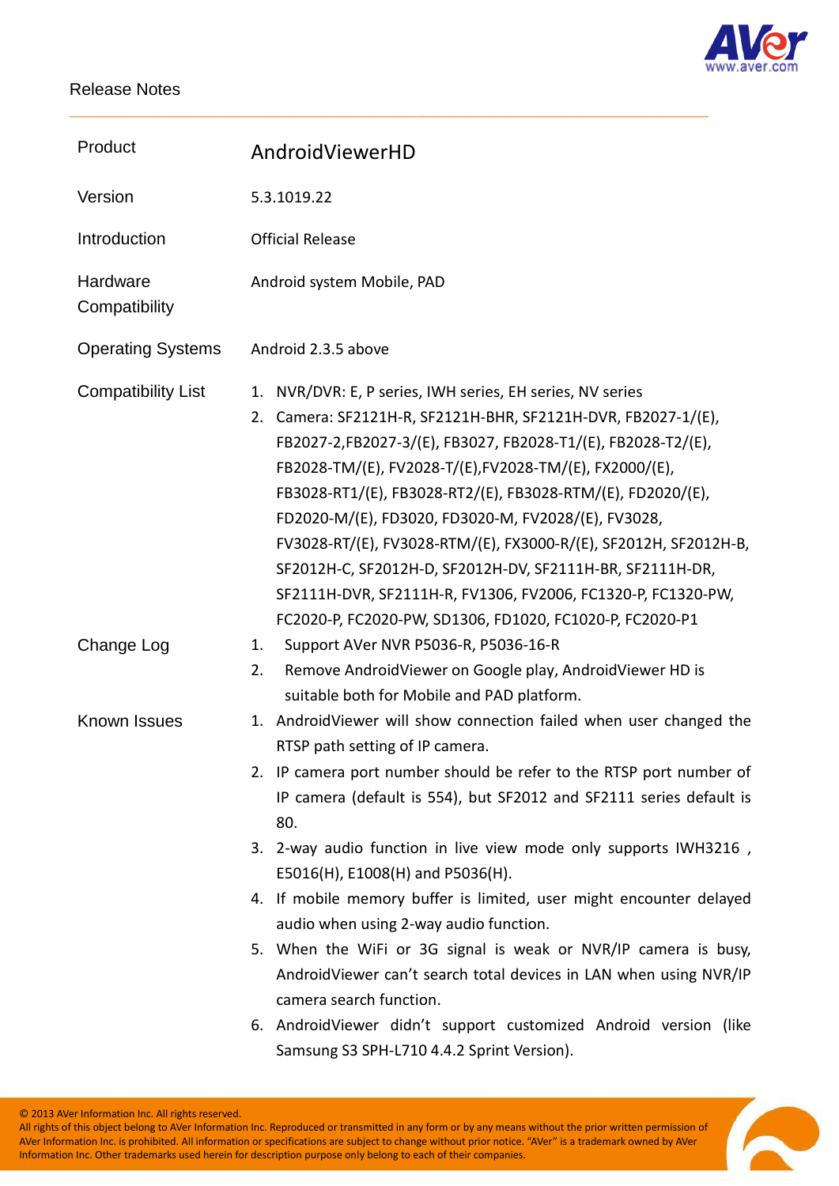Release Notes

| Product | AndroidViewerHD |
|---|---|
| Version | 5.3.1019.22 |
| Introduction | Official Release |
| Hardware Compatibility | Android system Mobile, PAD |
| Operating Systems | Android 2.3.5 above |
| Compatibility List | 1. NVR/DVR: E, P series, IWH series, EH series, NV series<br>2. Camera: SF2121H-R, SF2121H-BHR, SF2121H-DVR, FB2027-1/(E), FB2027-2,FB2027-3/(E), FB3027, FB2028-T1/(E), FB2028-T2/(E), FB2028-TM/(E), FV2028-T/(E),FV2028-TM/(E), FX2000/(E), FB3028-RT1/(E), FB3028-RT2/(E), FB3028-RTM/(E), FD2020/(E), FD2020-M/(E), FD3020, FD3020-M, FV2028/(E), FV3028, FV3028-RT/(E), FV3028-RTM/(E), FX3000-R/(E), SF2012H, SF2012H-B, SF2012H-C, SF2012H-D, SF2012H-DV, SF2111H-BR, SF2111H-DR, SF2111H-DVR, SF2111H-R, FV1306, FV2006, FC1320-P, FC1320-PW, FC2020-P, FC2020-PW, SD1306, FD1020, FC1020-P, FC2020-P1 |
| Change Log | 1. Support AVer NVR P5036-R, P5036-16-R<br>2. Remove AndroidViewer on Google play, AndroidViewer HD is suitable both for Mobile and PAD platform. |
| Known Issues | 1. AndroidViewer will show connection failed when user changed the RTSP path setting of IP camera.<br>2. IP camera port number should be refer to the RTSP port number of IP camera (default is 554), but SF2012 and SF2111 series default is 80.<br>3. 2-way audio function in live view mode only supports IWH3216 , E5016(H), E1008(H) and P5036(H).<br>4. If mobile memory buffer is limited, user might encounter delayed audio when using 2-way audio function.<br>5. When the WiFi or 3G signal is weak or NVR/IP camera is busy, AndroidViewer can't search total devices in LAN when using NVR/IP camera search function.<br>6. AndroidViewer didn't support customized Android version (like Samsung S3 SPH-L710 4.4.2 Sprint Version). |

© 2013 AVer Information Inc. All rights reserved.
All rights of this object belong to AVer Information Inc. Reproduced or transmitted in any form or by any means without the prior written permission of AVer Information Inc. is prohibited. All information or specifications are subject to change without prior notice. "AVer" is a trademark owned by AVer Information Inc. Other trademarks used herein for description purpose only belong to each of their companies.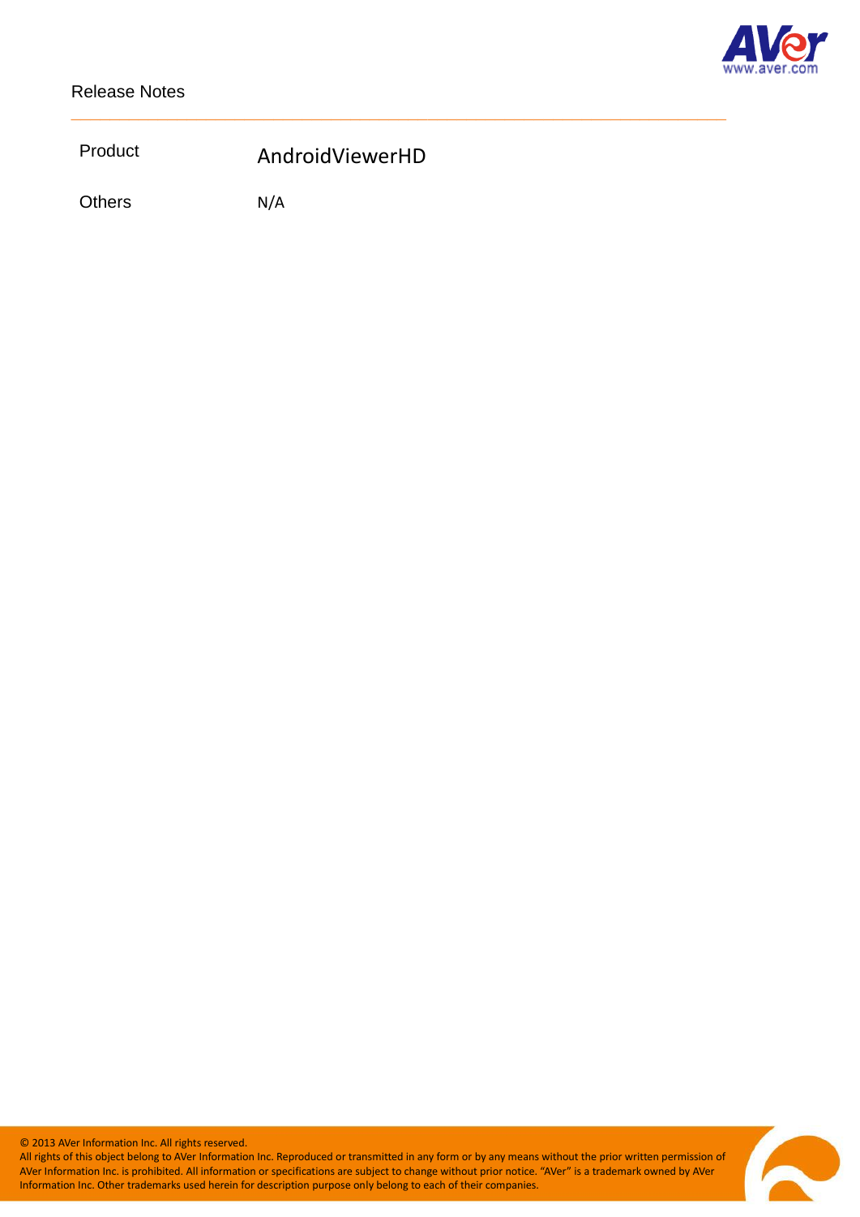| Product | AndroidViewerHD |
| --- | --- |
| Others | N/A |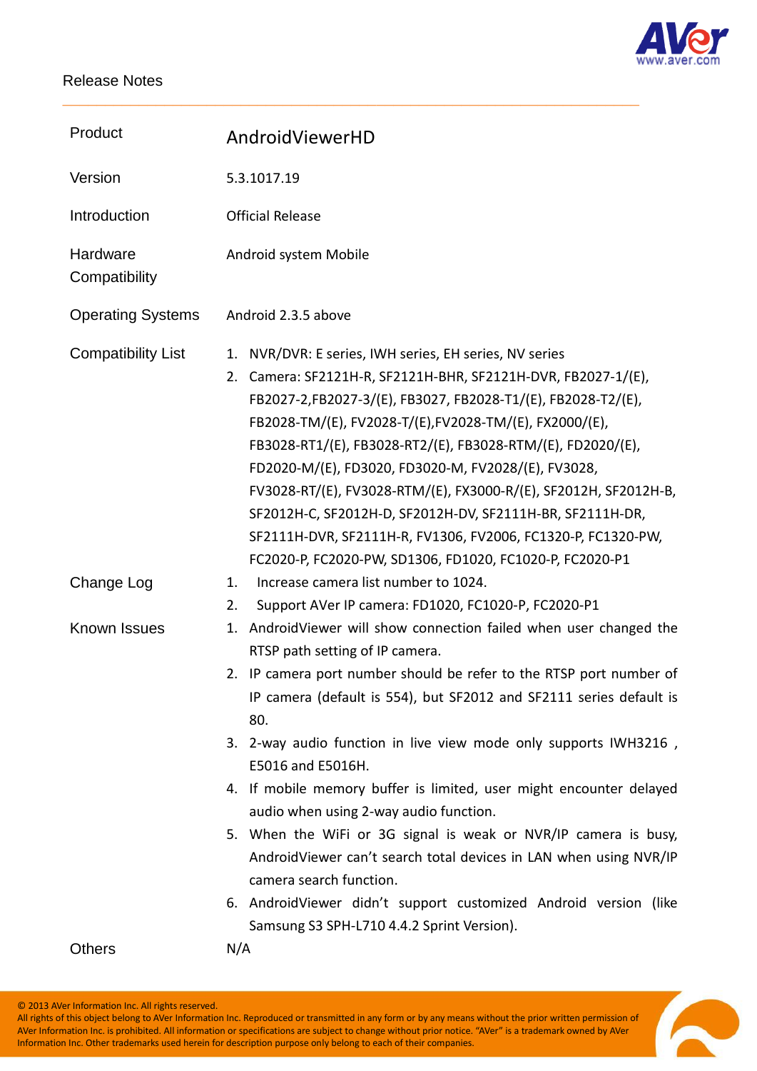Release Notes

| Product | AndroidViewerHD |
|---|---|
| Version | 5.3.1017.19 |
| Introduction | Official Release |
| Hardware Compatibility | Android system Mobile |
| Operating Systems | Android 2.3.5 above |
| Compatibility List | 1. NVR/DVR: E series, IWH series, EH series, NV series<br>2. Camera: SF2121H-R, SF2121H-BHR, SF2121H-DVR, FB2027-1/(E), FB2027-2,FB2027-3/(E), FB3027, FB2028-T1/(E), FB2028-T2/(E), FB2028-TM/(E), FV2028-T/(E),FV2028-TM/(E), FX2000/(E), FB3028-RT1/(E), FB3028-RT2/(E), FB3028-RTM/(E), FD2020/(E), FD2020-M/(E), FD3020, FD3020-M, FV2028/(E), FV3028, FV3028-RT/(E), FV3028-RTM/(E), FX3000-R/(E), SF2012H, SF2012H-B, SF2012H-C, SF2012H-D, SF2012H-DV, SF2111H-BR, SF2111H-DR, SF2111H-DVR, SF2111H-R, FV1306, FV2006, FC1320-P, FC1320-PW, FC2020-P, FC2020-PW, SD1306, FD1020, FC1020-P, FC2020-P1 |
| Change Log | 1. Increase camera list number to 1024.<br>2. Support AVer IP camera: FD1020, FC1020-P, FC2020-P1 |
| Known Issues | 1. AndroidViewer will show connection failed when user changed the RTSP path setting of IP camera.<br>2. IP camera port number should be refer to the RTSP port number of IP camera (default is 554), but SF2012 and SF2111 series default is 80.<br>3. 2-way audio function in live view mode only supports IWH3216 , E5016 and E5016H.<br>4. If mobile memory buffer is limited, user might encounter delayed audio when using 2-way audio function.<br>5. When the WiFi or 3G signal is weak or NVR/IP camera is busy, AndroidViewer can't search total devices in LAN when using NVR/IP camera search function.<br>6. AndroidViewer didn't support customized Android version (like Samsung S3 SPH-L710 4.4.2 Sprint Version). |
| Others | N/A |

© 2013 AVer Information Inc. All rights reserved.
All rights of this object belong to AVer Information Inc. Reproduced or transmitted in any form or by any means without the prior written permission of AVer Information Inc. is prohibited. All information or specifications are subject to change without prior notice. "AVer" is a trademark owned by AVer Information Inc. Other trademarks used herein for description purpose only belong to each of their companies.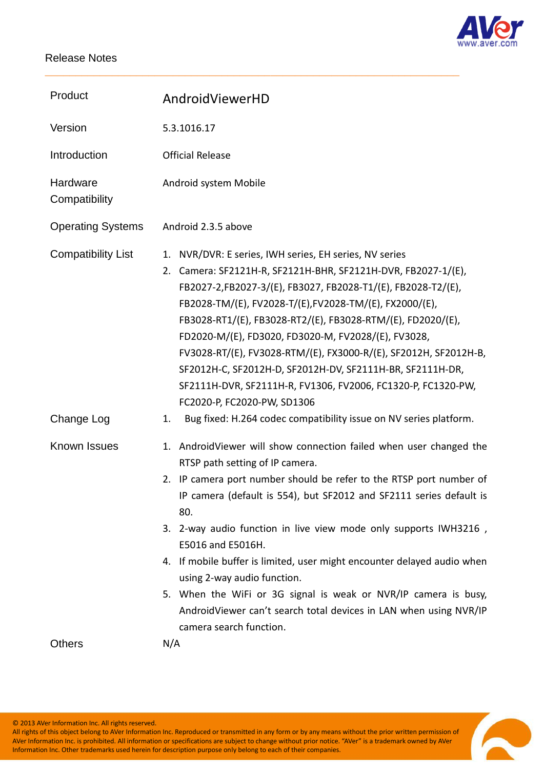Release Notes

| | |
|---|---|
| Product | AndroidViewerHD |
| Version | 5.3.1016.17 |
| Introduction | Official Release |
| Hardware Compatibility | Android system Mobile |
| Operating Systems | Android 2.3.5 above |
| Compatibility List | 1. NVR/DVR: E series, IWH series, EH series, NV series<br>2. Camera: SF2121H-R, SF2121H-BHR, SF2121H-DVR, FB2027-1/(E), FB2027-2,FB2027-3/(E), FB3027, FB2028-T1/(E), FB2028-T2/(E), FB2028-TM/(E), FV2028-T/(E),FV2028-TM/(E), FX2000/(E), FB3028-RT1/(E), FB3028-RT2/(E), FB3028-RTM/(E), FD2020/(E), FD2020-M/(E), FD3020, FD3020-M, FV2028/(E), FV3028, FV3028-RT/(E), FV3028-RTM/(E), FX3000-R/(E), SF2012H, SF2012H-B, SF2012H-C, SF2012H-D, SF2012H-DV, SF2111H-BR, SF2111H-DR, SF2111H-DVR, SF2111H-R, FV1306, FV2006, FC1320-P, FC1320-PW, FC2020-P, FC2020-PW, SD1306 |
| Change Log | 1. Bug fixed: H.264 codec compatibility issue on NV series platform. |
| Known Issues | 1. AndroidViewer will show connection failed when user changed the RTSP path setting of IP camera.<br>2. IP camera port number should be refer to the RTSP port number of IP camera (default is 554), but SF2012 and SF2111 series default is 80.<br>3. 2-way audio function in live view mode only supports IWH3216 , E5016 and E5016H.<br>4. If mobile buffer is limited, user might encounter delayed audio when using 2-way audio function.<br>5. When the WiFi or 3G signal is weak or NVR/IP camera is busy, AndroidViewer can't search total devices in LAN when using NVR/IP camera search function. |
| Others | N/A |

© 2013 AVer Information Inc. All rights reserved.
All rights of this object belong to AVer Information Inc. Reproduced or transmitted in any form or by any means without the prior written permission of AVer Information Inc. is prohibited. All information or specifications are subject to change without prior notice. "AVer" is a trademark owned by AVer Information Inc. Other trademarks used herein for description purpose only belong to each of their companies.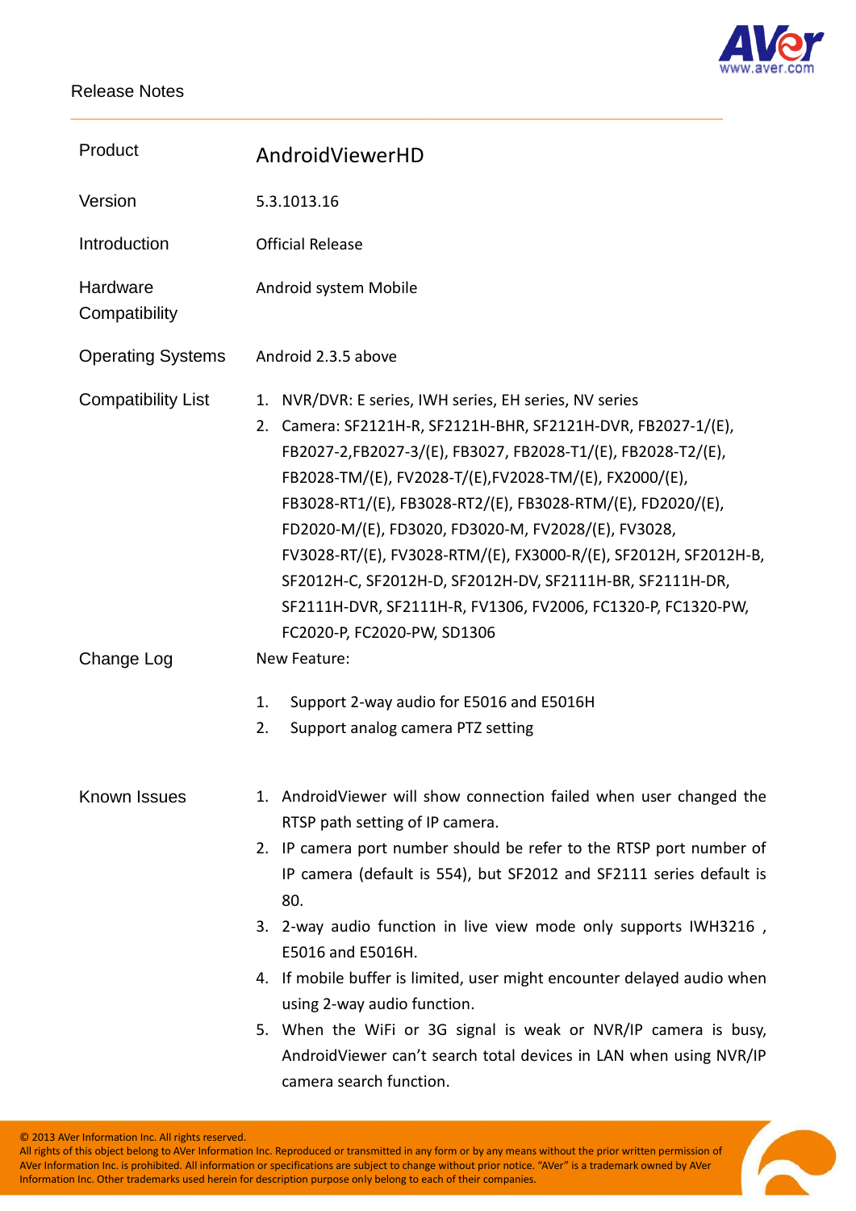Release Notes

| | |
|---|---|
| Product | AndroidViewerHD |
| Version | 5.3.1013.16 |
| Introduction | Official Release |
| Hardware Compatibility | Android system Mobile |
| Operating Systems | Android 2.3.5 above |
| Compatibility List | 1. NVR/DVR: E series, IWH series, EH series, NV series<br>2. Camera: SF2121H-R, SF2121H-BHR, SF2121H-DVR, FB2027-1/(E), FB2027-2,FB2027-3/(E), FB3027, FB2028-T1/(E), FB2028-T2/(E), FB2028-TM/(E), FV2028-T/(E),FV2028-TM/(E), FX2000/(E), FB3028-RT1/(E), FB3028-RT2/(E), FB3028-RTM/(E), FD2020/(E), FD2020-M/(E), FD3020, FD3020-M, FV2028/(E), FV3028, FV3028-RT/(E), FV3028-RTM/(E), FX3000-R/(E), SF2012H, SF2012H-B, SF2012H-C, SF2012H-D, SF2012H-DV, SF2111H-BR, SF2111H-DR, SF2111H-DVR, SF2111H-R, FV1306, FV2006, FC1320-P, FC1320-PW, FC2020-P, FC2020-PW, SD1306 |
| Change Log | New Feature:<br>1. Support 2-way audio for E5016 and E5016H<br>2. Support analog camera PTZ setting |
| Known Issues | 1. AndroidViewer will show connection failed when user changed the RTSP path setting of IP camera.<br>2. IP camera port number should be refer to the RTSP port number of IP camera (default is 554), but SF2012 and SF2111 series default is 80.<br>3. 2-way audio function in live view mode only supports IWH3216 , E5016 and E5016H.<br>4. If mobile buffer is limited, user might encounter delayed audio when using 2-way audio function.<br>5. When the WiFi or 3G signal is weak or NVR/IP camera is busy, AndroidViewer can't search total devices in LAN when using NVR/IP camera search function. |

© 2013 AVer Information Inc. All rights reserved.
All rights of this object belong to AVer Information Inc. Reproduced or transmitted in any form or by any means without the prior written permission of AVer Information Inc. is prohibited. All information or specifications are subject to change without prior notice. "AVer" is a trademark owned by AVer Information Inc. Other trademarks used herein for description purpose only belong to each of their companies.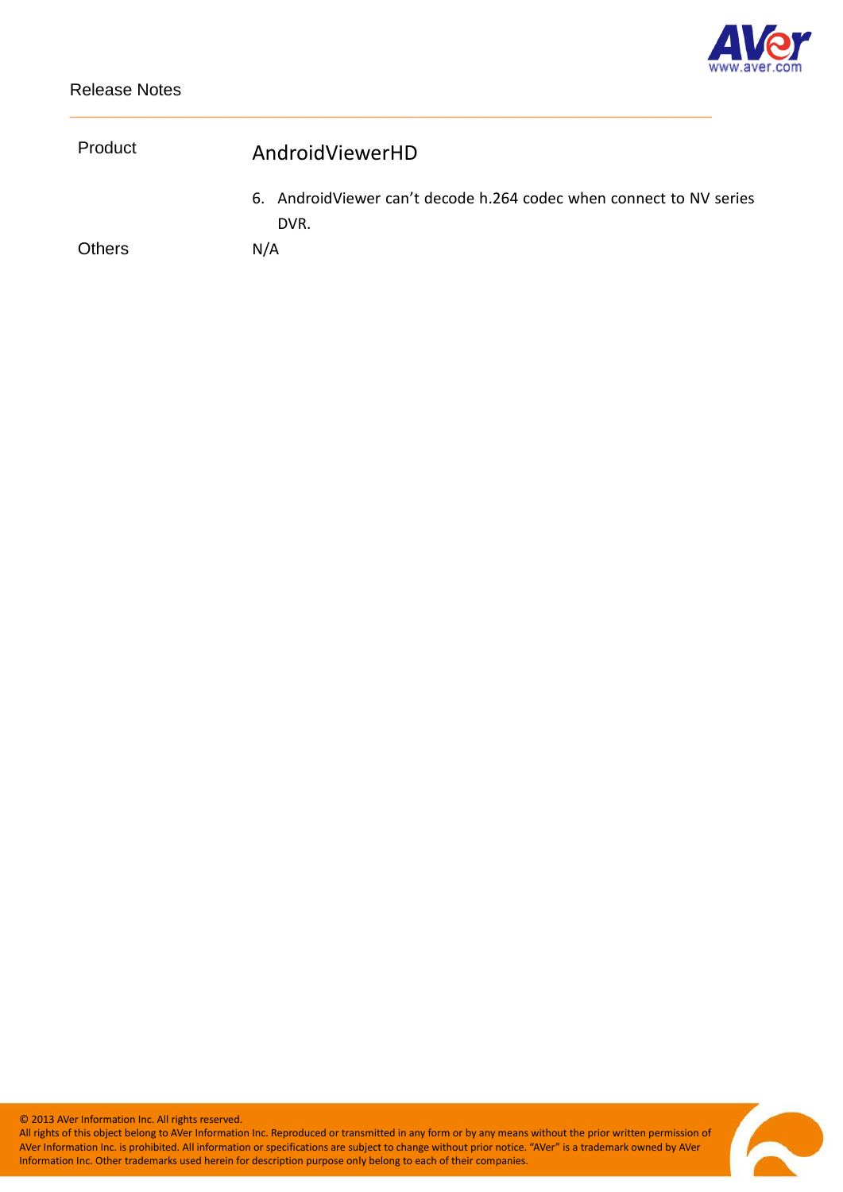| | |
|---|---|
| Product | AndroidViewerHD |
| | 6. AndroidViewer can't decode h.264 codec when connect to NV series DVR. |
| Others | N/A |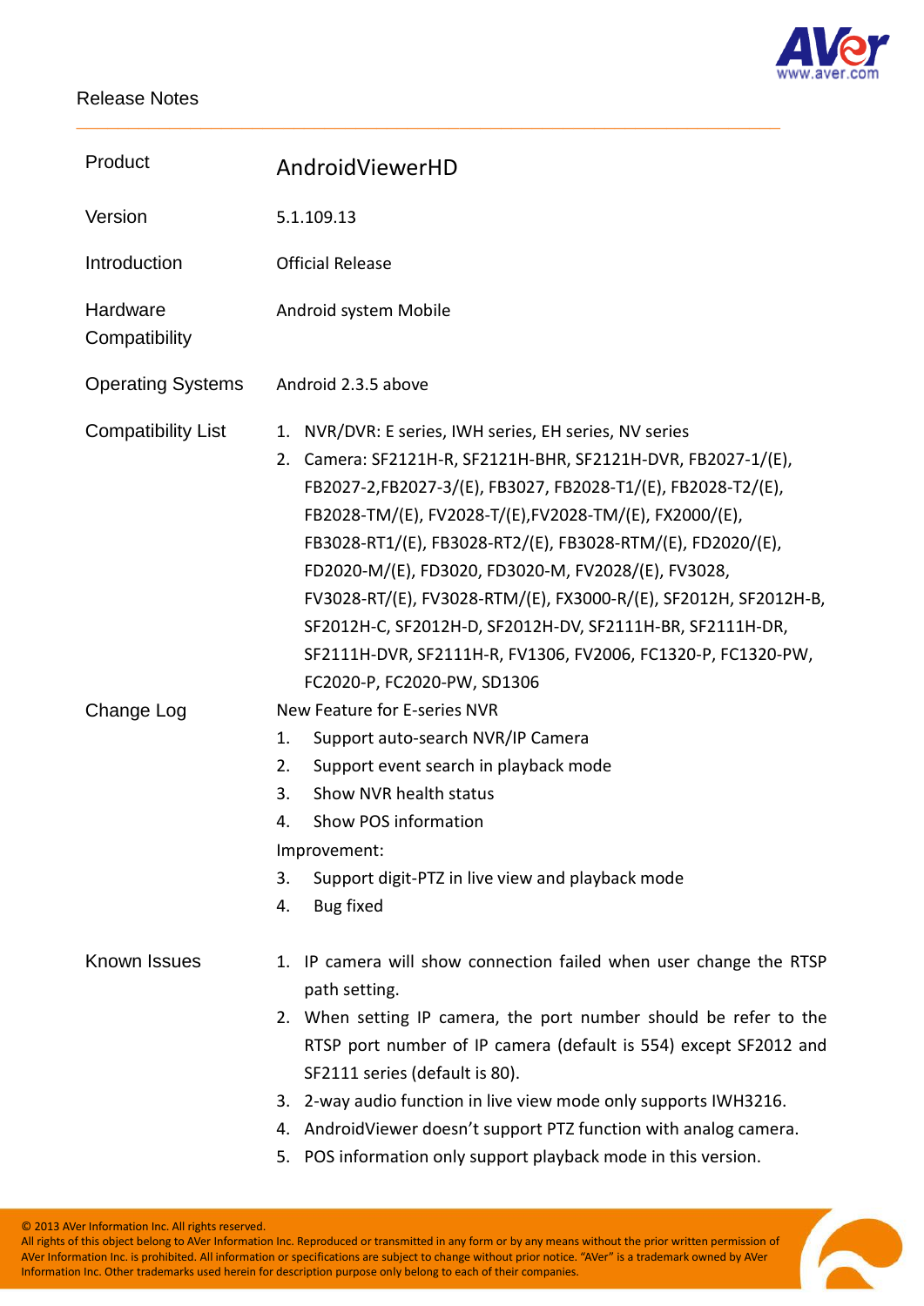Release Notes

| Product | AndroidViewerHD |
|---|---|
| Version | 5.1.109.13 |
| Introduction | Official Release |
| Hardware Compatibility | Android system Mobile |
| Operating Systems | Android 2.3.5 above |
| Compatibility List | 1. NVR/DVR: E series, IWH series, EH series, NV series<br>2. Camera: SF2121H-R, SF2121H-BHR, SF2121H-DVR, FB2027-1/(E), FB2027-2,FB2027-3/(E), FB3027, FB2028-T1/(E), FB2028-T2/(E), FB2028-TM/(E), FV2028-T/(E),FV2028-TM/(E), FX2000/(E), FB3028-RT1/(E), FB3028-RT2/(E), FB3028-RTM/(E), FD2020/(E), FD2020-M/(E), FD3020, FD3020-M, FV2028/(E), FV3028, FV3028-RT/(E), FV3028-RTM/(E), FX3000-R/(E), SF2012H, SF2012H-B, SF2012H-C, SF2012H-D, SF2012H-DV, SF2111H-BR, SF2111H-DR, SF2111H-DVR, SF2111H-R, FV1306, FV2006, FC1320-P, FC1320-PW, FC2020-P, FC2020-PW, SD1306 |
| Change Log | New Feature for E-series NVR<br>1. Support auto-search NVR/IP Camera<br>2. Support event search in playback mode<br>3. Show NVR health status<br>4. Show POS information<br>Improvement:<br>3. Support digit-PTZ in live view and playback mode<br>4. Bug fixed |
| Known Issues | 1. IP camera will show connection failed when user change the RTSP path setting.<br>2. When setting IP camera, the port number should be refer to the RTSP port number of IP camera (default is 554) except SF2012 and SF2111 series (default is 80).<br>3. 2-way audio function in live view mode only supports IWH3216.<br>4. AndroidViewer doesn't support PTZ function with analog camera.<br>5. POS information only support playback mode in this version. |

© 2013 AVer Information Inc. All rights reserved.
All rights of this object belong to AVer Information Inc. Reproduced or transmitted in any form or by any means without the prior written permission of AVer Information Inc. is prohibited. All information or specifications are subject to change without prior notice. "AVer" is a trademark owned by AVer Information Inc. Other trademarks used herein for description purpose only belong to each of their companies.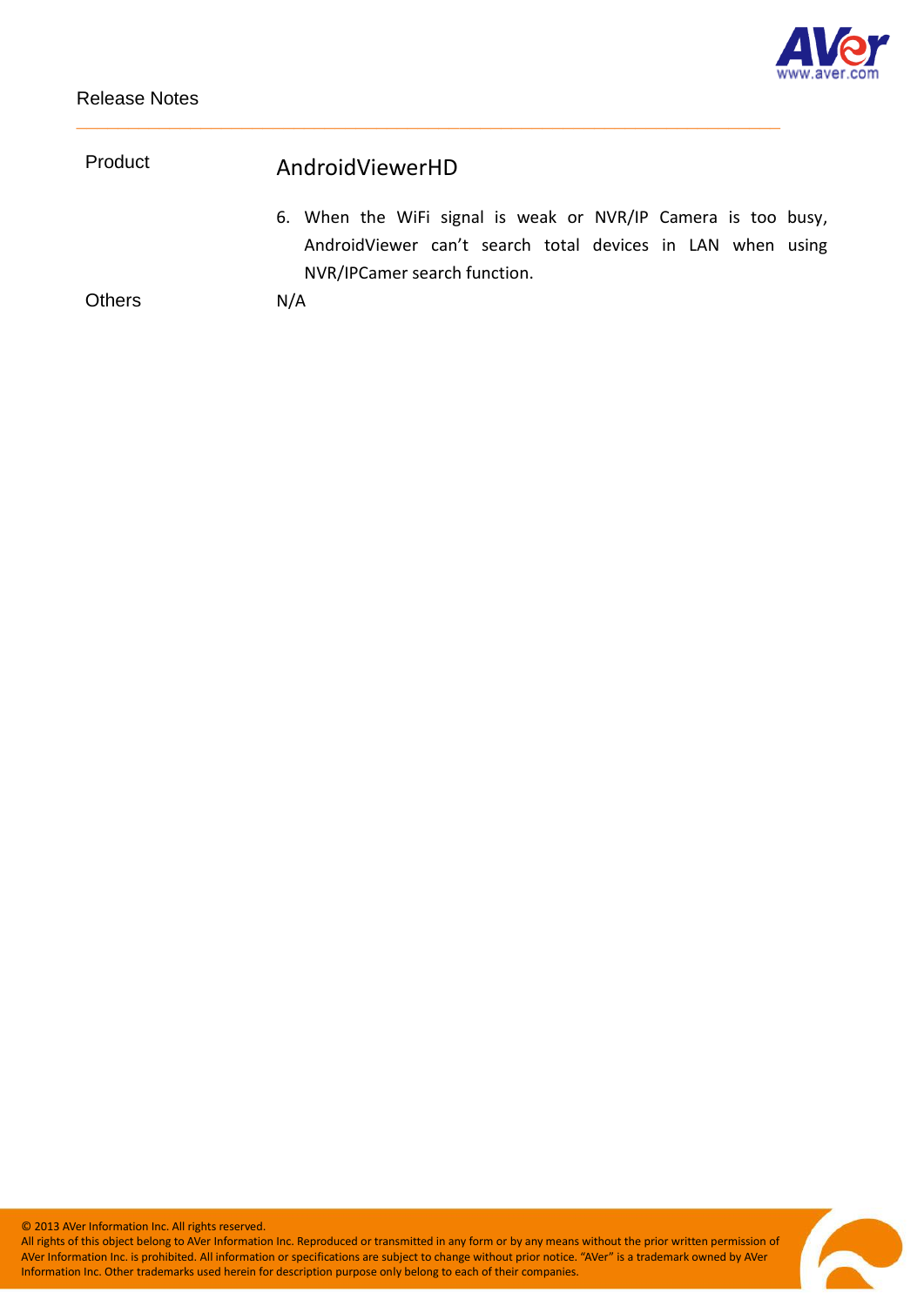| Product | AndroidViewerHD |
|---|---|
| | 6. When the WiFi signal is weak or NVR/IP Camera is too busy, AndroidViewer can't search total devices in LAN when using NVR/IPCamer search function. |
| Others | N/A |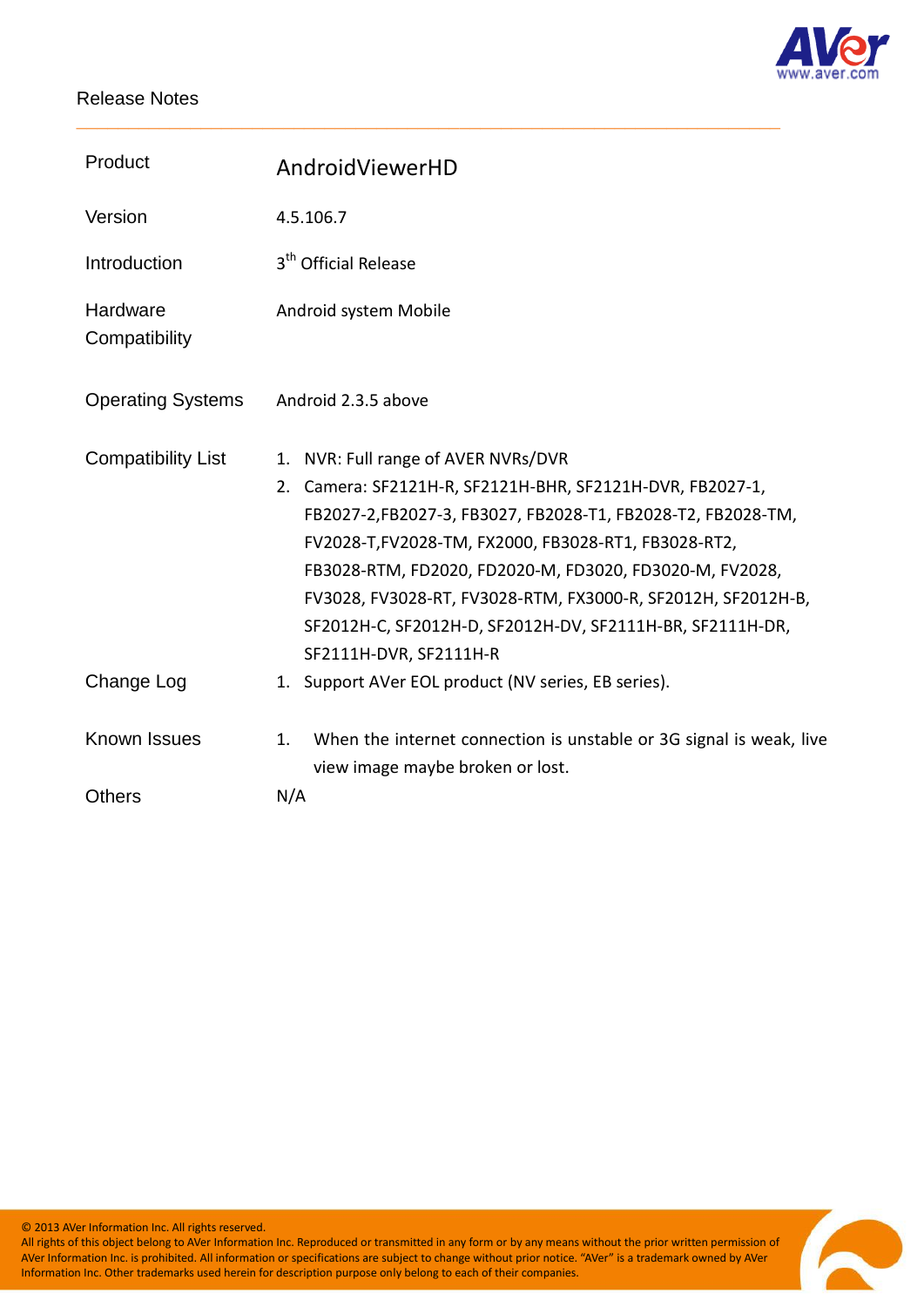Release Notes

| | |
|---|---|
| Product | AndroidViewerHD |
| Version | 4.5.106.7 |
| Introduction | 3th Official Release |
| Hardware Compatibility | Android system Mobile |
| Operating Systems | Android 2.3.5 above |
| Compatibility List | 1. NVR: Full range of AVER NVRs/DVR<br>2. Camera: SF2121H-R, SF2121H-BHR, SF2121H-DVR, FB2027-1, FB2027-2,FB2027-3, FB3027, FB2028-T1, FB2028-T2, FB2028-TM, FV2028-T,FV2028-TM, FX2000, FB3028-RT1, FB3028-RT2, FB3028-RTM, FD2020, FD2020-M, FD3020, FD3020-M, FV2028, FV3028, FV3028-RT, FV3028-RTM, FX3000-R, SF2012H, SF2012H-B, SF2012H-C, SF2012H-D, SF2012H-DV, SF2111H-BR, SF2111H-DR, SF2111H-DVR, SF2111H-R |
| Change Log | 1. Support AVer EOL product (NV series, EB series). |
| Known Issues | 1. When the internet connection is unstable or 3G signal is weak, live view image maybe broken or lost. |
| Others | N/A |

© 2013 AVer Information Inc. All rights reserved.
All rights of this object belong to AVer Information Inc. Reproduced or transmitted in any form or by any means without the prior written permission of AVer Information Inc. is prohibited. All information or specifications are subject to change without prior notice. "AVer" is a trademark owned by AVer Information Inc. Other trademarks used herein for description purpose only belong to each of their companies.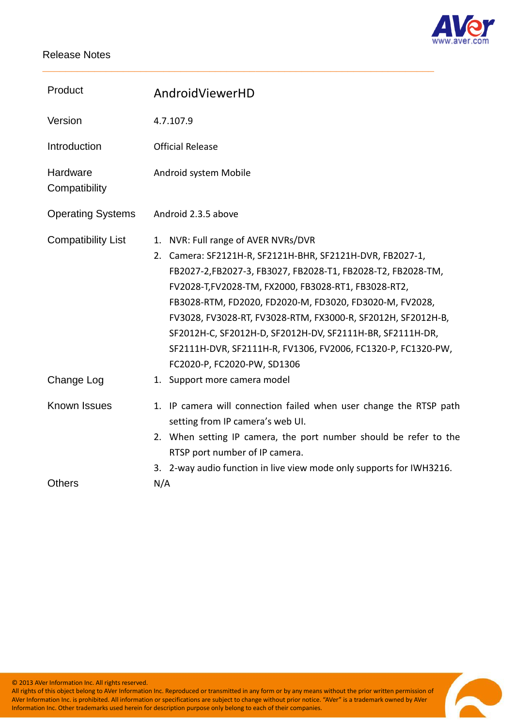Release Notes

| | |
|---|---|
| Product | AndroidViewerHD |
| Version | 4.7.107.9 |
| Introduction | Official Release |
| Hardware Compatibility | Android system Mobile |
| Operating Systems | Android 2.3.5 above |
| Compatibility List | 1. NVR: Full range of AVER NVRs/DVR<br>2. Camera: SF2121H-R, SF2121H-BHR, SF2121H-DVR, FB2027-1, FB2027-2,FB2027-3, FB3027, FB2028-T1, FB2028-T2, FB2028-TM, FV2028-T,FV2028-TM, FX2000, FB3028-RT1, FB3028-RT2, FB3028-RTM, FD2020, FD2020-M, FD3020, FD3020-M, FV2028, FV3028, FV3028-RT, FV3028-RTM, FX3000-R, SF2012H, SF2012H-B, SF2012H-C, SF2012H-D, SF2012H-DV, SF2111H-BR, SF2111H-DR, SF2111H-DVR, SF2111H-R, FV1306, FV2006, FC1320-P, FC1320-PW, FC2020-P, FC2020-PW, SD1306 |
| Change Log | 1. Support more camera model |
| Known Issues | 1. IP camera will connection failed when user change the RTSP path setting from IP camera's web UI.<br>2. When setting IP camera, the port number should be refer to the RTSP port number of IP camera.<br>3. 2-way audio function in live view mode only supports for IWH3216. |
| Others | N/A |

© 2013 AVer Information Inc. All rights reserved.
All rights of this object belong to AVer Information Inc. Reproduced or transmitted in any form or by any means without the prior written permission of AVer Information Inc. is prohibited. All information or specifications are subject to change without prior notice. "AVer" is a trademark owned by AVer Information Inc. Other trademarks used herein for description purpose only belong to each of their companies.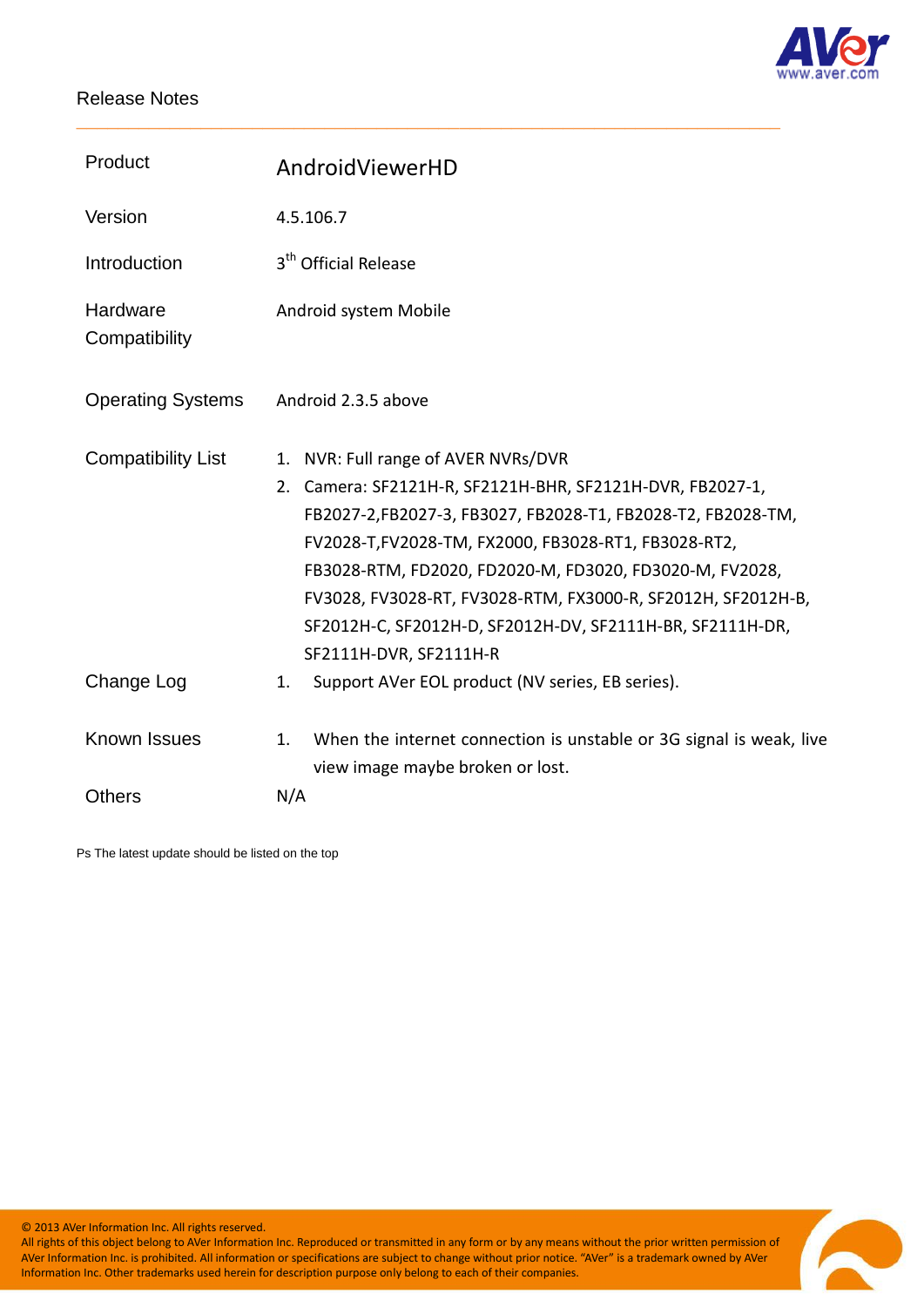Release Notes

| Product | AndroidViewerHD |
|---|---|
| Version | 4.5.106.7 |
| Introduction | 3th Official Release |
| Hardware Compatibility | Android system Mobile |
| Operating Systems | Android 2.3.5 above |
| Compatibility List | 1. NVR: Full range of AVER NVRs/DVR<br>2. Camera: SF2121H-R, SF2121H-BHR, SF2121H-DVR, FB2027-1, FB2027-2,FB2027-3, FB3027, FB2028-T1, FB2028-T2, FB2028-TM, FV2028-T,FV2028-TM, FX2000, FB3028-RT1, FB3028-RT2, FB3028-RTM, FD2020, FD2020-M, FD3020, FD3020-M, FV2028, FV3028, FV3028-RT, FV3028-RTM, FX3000-R, SF2012H, SF2012H-B, SF2012H-C, SF2012H-D, SF2012H-DV, SF2111H-BR, SF2111H-DR, SF2111H-DVR, SF2111H-R |
| Change Log | 1. Support AVer EOL product (NV series, EB series). |
| Known Issues | 1. When the internet connection is unstable or 3G signal is weak, live view image maybe broken or lost. |
| Others | N/A |

Ps The latest update should be listed on the top

© 2013 AVer Information Inc. All rights reserved.
All rights of this object belong to AVer Information Inc. Reproduced or transmitted in any form or by any means without the prior written permission of AVer Information Inc. is prohibited. All information or specifications are subject to change without prior notice. "AVer" is a trademark owned by AVer Information Inc. Other trademarks used herein for description purpose only belong to each of their companies.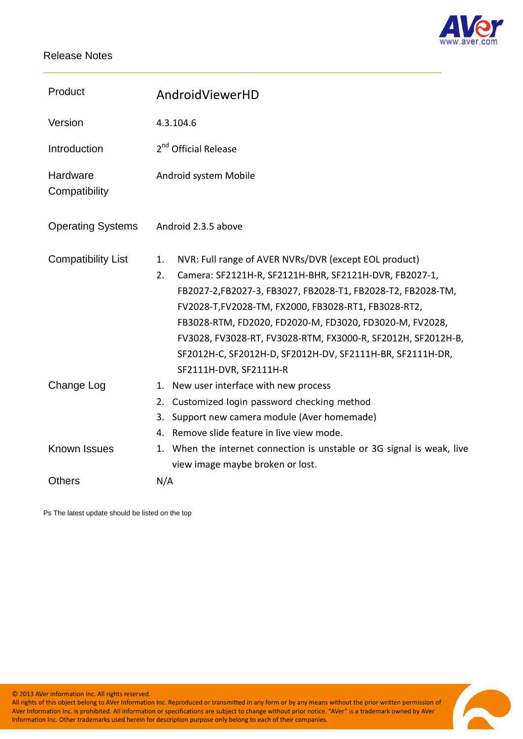Release Notes

| | |
|---|---|
| Product | AndroidViewerHD |
| Version | 4.3.104.6 |
| Introduction | 2nd Official Release |
| Hardware Compatibility | Android system Mobile |
| Operating Systems | Android 2.3.5 above |
| Compatibility List | 1. NVR: Full range of AVER NVRs/DVR (except EOL product)<br>2. Camera: SF2121H-R, SF2121H-BHR, SF2121H-DVR, FB2027-1, FB2027-2,FB2027-3, FB3027, FB2028-T1, FB2028-T2, FB2028-TM, FV2028-T,FV2028-TM, FX2000, FB3028-RT1, FB3028-RT2, FB3028-RTM, FD2020, FD2020-M, FD3020, FD3020-M, FV2028, FV3028, FV3028-RT, FV3028-RTM, FX3000-R, SF2012H, SF2012H-B, SF2012H-C, SF2012H-D, SF2012H-DV, SF2111H-BR, SF2111H-DR, SF2111H-DVR, SF2111H-R |
| Change Log | 1. New user interface with new process<br>2. Customized login password checking method<br>3. Support new camera module (Aver homemade)<br>4. Remove slide feature in live view mode. |
| Known Issues | 1. When the internet connection is unstable or 3G signal is weak, live view image maybe broken or lost. |
| Others | N/A |

Ps The latest update should be listed on the top

© 2013 AVer Information Inc. All rights reserved.
All rights of this object belong to AVer Information Inc. Reproduced or transmitted in any form or by any means without the prior written permission of AVer Information Inc. is prohibited. All information or specifications are subject to change without prior notice. "AVer" is a trademark owned by AVer Information Inc. Other trademarks used herein for description purpose only belong to each of their companies.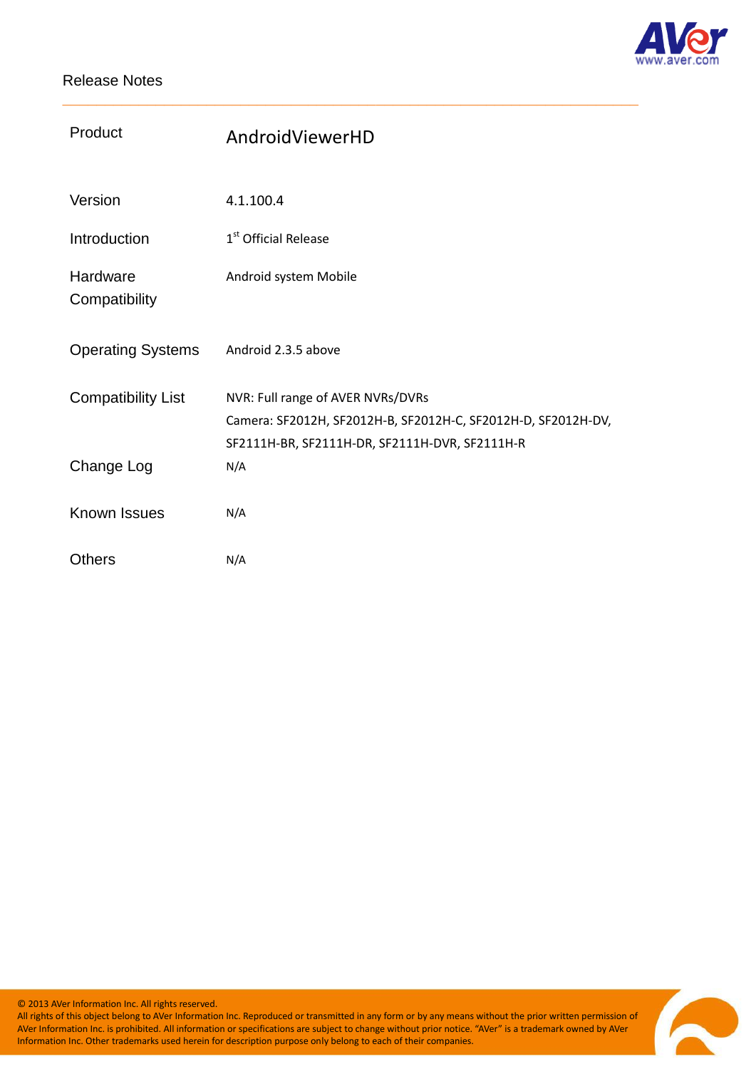Release Notes

| | |
|---|---|
| Product | AndroidViewerHD |
| Version | 4.1.100.4 |
| Introduction | 1st Official Release |
| Hardware Compatibility | Android system Mobile |
| Operating Systems | Android 2.3.5 above |
| Compatibility List | NVR: Full range of AVER NVRs/DVRs<br>Camera: SF2012H, SF2012H-B, SF2012H-C, SF2012H-D, SF2012H-DV, SF2111H-BR, SF2111H-DR, SF2111H-DVR, SF2111H-R |
| Change Log | N/A |
| Known Issues | N/A |
| Others | N/A |

© 2013 AVer Information Inc. All rights reserved.
All rights of this object belong to AVer Information Inc. Reproduced or transmitted in any form or by any means without the prior written permission of AVer Information Inc. is prohibited. All information or specifications are subject to change without prior notice. "AVer" is a trademark owned by AVer Information Inc. Other trademarks used herein for description purpose only belong to each of their companies.